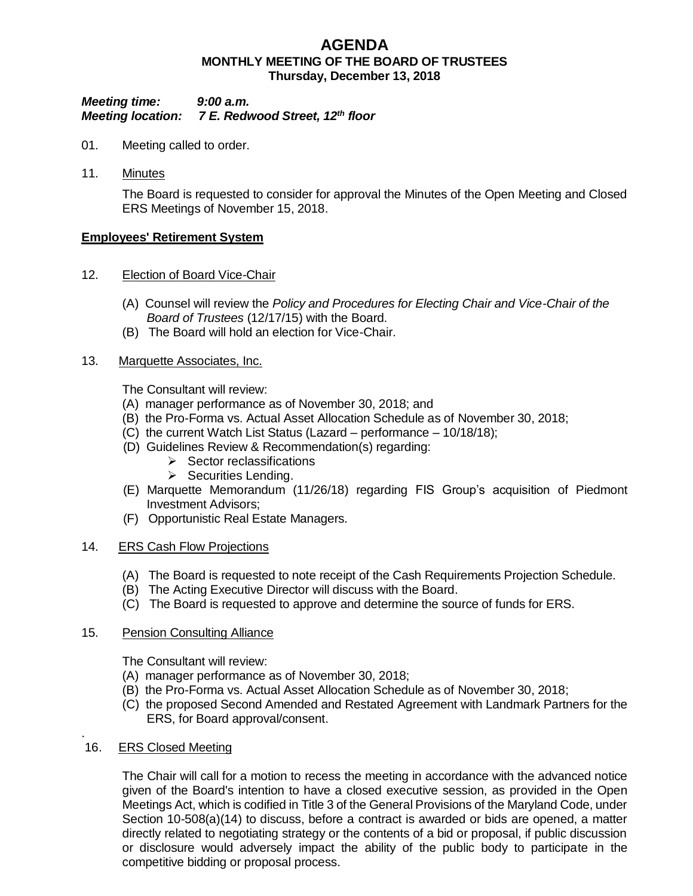# AGENDA

## MONTHLY MEETING OF THE BOARD OF TRUSTEES

### Thursday, December 13, 2018

***Meeting time:*** ***9:00 a.m.***
***Meeting location:*** ***7 E. Redwood Street, 12th floor***

01. Meeting called to order.

11. Minutes

    The Board is requested to consider for approval the Minutes of the Open Meeting and Closed ERS Meetings of November 15, 2018.

**Employees' Retirement System**

12. Election of Board Vice-Chair

    (A) Counsel will review the *Policy and Procedures for Electing Chair and Vice-Chair of the Board of Trustees* (12/17/15) with the Board.
    (B) The Board will hold an election for Vice-Chair.

13. Marquette Associates, Inc.

    The Consultant will review:
    (A) manager performance as of November 30, 2018; and
    (B) the Pro-Forma vs. Actual Asset Allocation Schedule as of November 30, 2018;
    (C) the current Watch List Status (Lazard – performance – 10/18/18);
    (D) Guidelines Review & Recommendation(s) regarding:
    - Sector reclassifications
    - Securities Lending.

    (E) Marquette Memorandum (11/26/18) regarding FIS Group's acquisition of Piedmont Investment Advisors;
    (F) Opportunistic Real Estate Managers.

14. ERS Cash Flow Projections

    (A) The Board is requested to note receipt of the Cash Requirements Projection Schedule.
    (B) The Acting Executive Director will discuss with the Board.
    (C) The Board is requested to approve and determine the source of funds for ERS.

15. Pension Consulting Alliance

    The Consultant will review:
    (A) manager performance as of November 30, 2018;
    (B) the Pro-Forma vs. Actual Asset Allocation Schedule as of November 30, 2018;
    (C) the proposed Second Amended and Restated Agreement with Landmark Partners for the ERS, for Board approval/consent.

16. ERS Closed Meeting

    The Chair will call for a motion to recess the meeting in accordance with the advanced notice given of the Board's intention to have a closed executive session, as provided in the Open Meetings Act, which is codified in Title 3 of the General Provisions of the Maryland Code, under Section 10-508(a)(14) to discuss, before a contract is awarded or bids are opened, a matter directly related to negotiating strategy or the contents of a bid or proposal, if public discussion or disclosure would adversely impact the ability of the public body to participate in the competitive bidding or proposal process.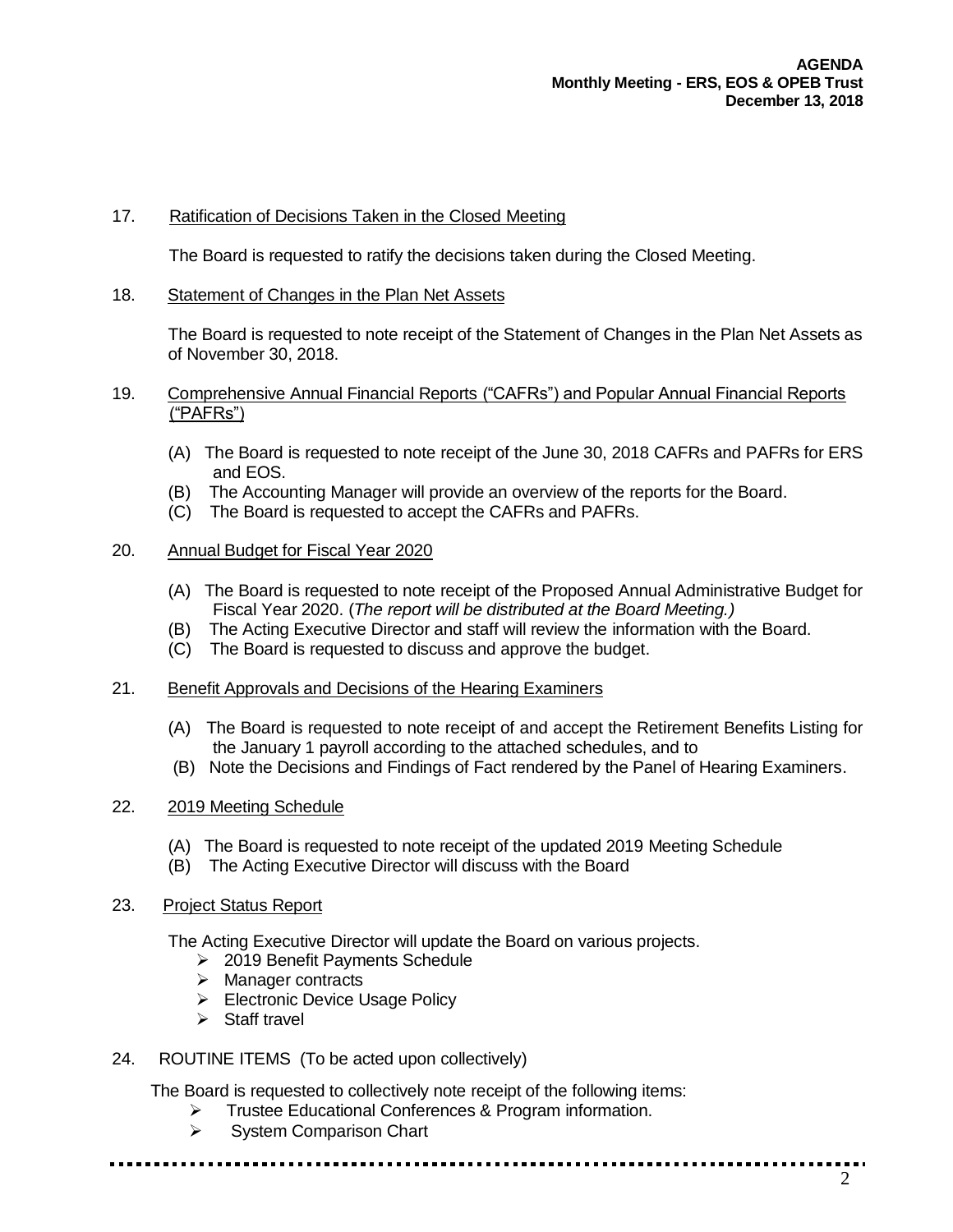17. Ratification of Decisions Taken in the Closed Meeting

    The Board is requested to ratify the decisions taken during the Closed Meeting.

18. Statement of Changes in the Plan Net Assets

    The Board is requested to note receipt of the Statement of Changes in the Plan Net Assets as of November 30, 2018.

19. Comprehensive Annual Financial Reports ("CAFRs") and Popular Annual Financial Reports ("PAFRs")

    (A) The Board is requested to note receipt of the June 30, 2018 CAFRs and PAFRs for ERS and EOS.
    (B) The Accounting Manager will provide an overview of the reports for the Board.
    (C) The Board is requested to accept the CAFRs and PAFRs.

20. Annual Budget for Fiscal Year 2020

    (A) The Board is requested to note receipt of the Proposed Annual Administrative Budget for Fiscal Year 2020. (*The report will be distributed at the Board Meeting.)*
    (B) The Acting Executive Director and staff will review the information with the Board.
    (C) The Board is requested to discuss and approve the budget.

21. Benefit Approvals and Decisions of the Hearing Examiners

    (A) The Board is requested to note receipt of and accept the Retirement Benefits Listing for the January 1 payroll according to the attached schedules, and to
    (B) Note the Decisions and Findings of Fact rendered by the Panel of Hearing Examiners.

22. 2019 Meeting Schedule

    (A) The Board is requested to note receipt of the updated 2019 Meeting Schedule
    (B) The Acting Executive Director will discuss with the Board

23. Project Status Report

    The Acting Executive Director will update the Board on various projects.
    - 2019 Benefit Payments Schedule
    - Manager contracts
    - Electronic Device Usage Policy
    - Staff travel

24. ROUTINE ITEMS (To be acted upon collectively)

    The Board is requested to collectively note receipt of the following items:
    - Trustee Educational Conferences & Program information.
    - System Comparison Chart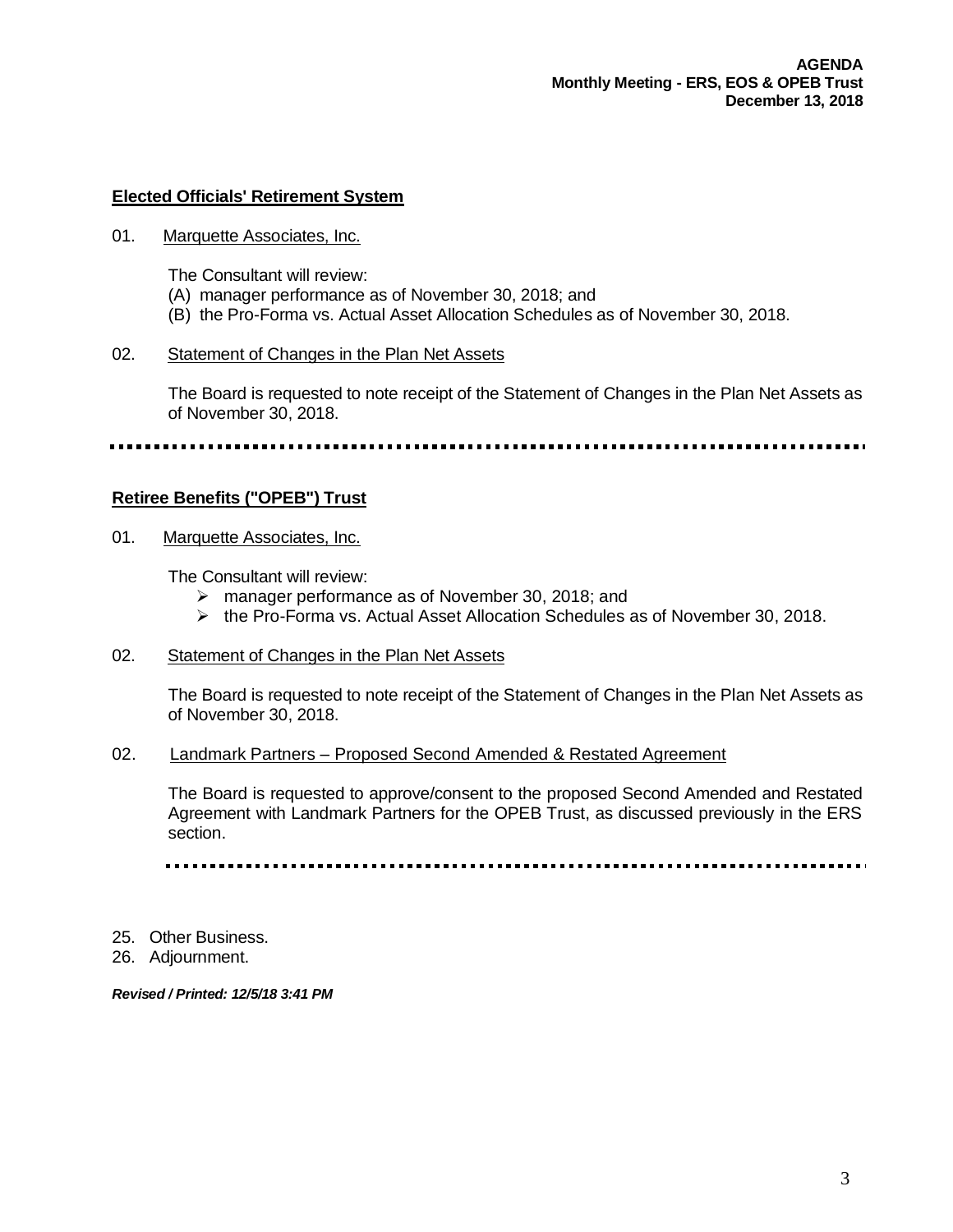**AGENDA**
**Monthly Meeting - ERS, EOS & OPEB Trust**
**December 13, 2018**

## Elected Officials' Retirement System

01. Marquette Associates, Inc.

The Consultant will review:
(A) manager performance as of November 30, 2018; and
(B) the Pro-Forma vs. Actual Asset Allocation Schedules as of November 30, 2018.

02. Statement of Changes in the Plan Net Assets

The Board is requested to note receipt of the Statement of Changes in the Plan Net Assets as of November 30, 2018.

---

## Retiree Benefits ("OPEB") Trust

01. Marquette Associates, Inc.

The Consultant will review:
- manager performance as of November 30, 2018; and
- the Pro-Forma vs. Actual Asset Allocation Schedules as of November 30, 2018.

02. Statement of Changes in the Plan Net Assets

The Board is requested to note receipt of the Statement of Changes in the Plan Net Assets as of November 30, 2018.

02. Landmark Partners – Proposed Second Amended & Restated Agreement

The Board is requested to approve/consent to the proposed Second Amended and Restated Agreement with Landmark Partners for the OPEB Trust, as discussed previously in the ERS section.

---

25. Other Business.
26. Adjournment.

***Revised / Printed: 12/5/18 3:41 PM***